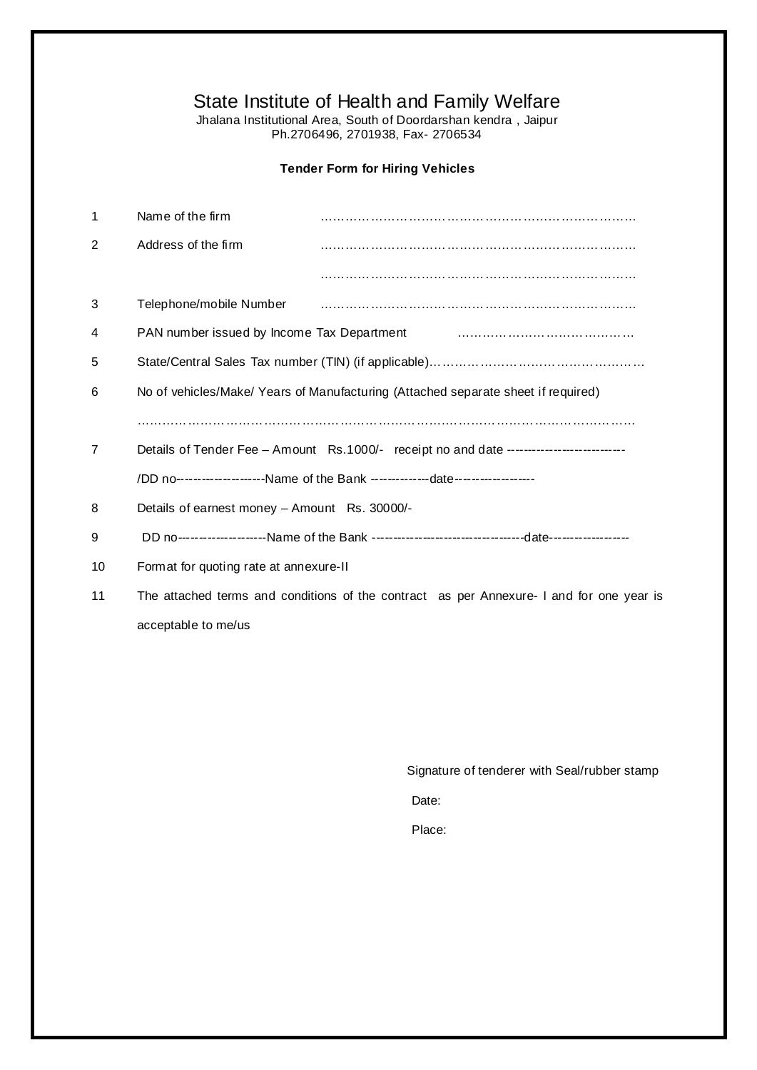# State Institute of Health and Family Welfare

Jhalana Institutional Area, South of Doordarshan kendra , Jaipur
Ph.2706496, 2701938, Fax- 2706534

**Tender Form for Hiring Vehicles**

1. Name of the firm ……………………………………………………………………
2. Address of the firm ……………………………………………………………………
   ……………………………………………………………………
3. Telephone/mobile Number ……………………………………………………………………
4. PAN number issued by Income Tax Department ……………………………………
5. State/Central Sales Tax number (TIN) (if applicable)…………………………………………
6. No of vehicles/Make/ Years of Manufacturing (Attached separate sheet if required)
   ……………………………………………………………………………………………………
7. Details of Tender Fee – Amount Rs.1000/- receipt no and date ---------------------------
   /DD no--------------------Name of the Bank --------------date-------------------
8. Details of earnest money – Amount Rs. 30000/-
9. DD no---------------------Name of the Bank -----------------------------------date-------------------
10. Format for quoting rate at annexure-II
11. The attached terms and conditions of the contract as per Annexure- I and for one year is acceptable to me/us

Signature of tenderer with Seal/rubber stamp

Date:

Place: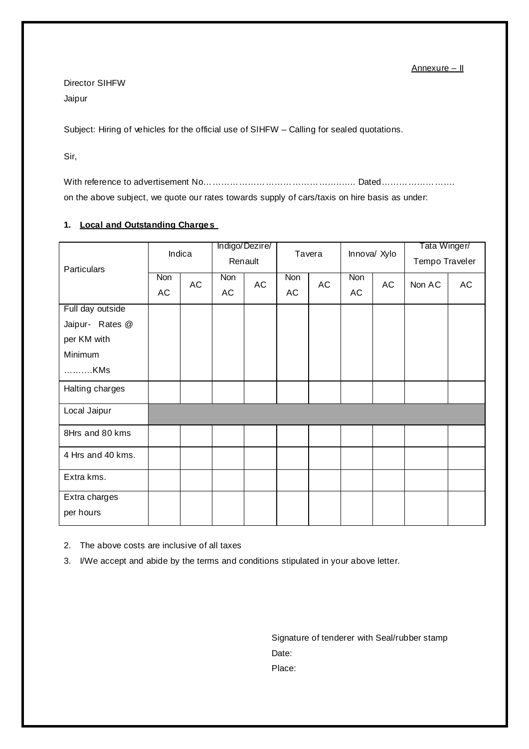Annexure – II

Director SIHFW
Jaipur

Subject: Hiring of vehicles for the official use of SIHFW – Calling for sealed quotations.

Sir,

With reference to advertisement No.………………………………………….. Dated……………………. on the above subject, we quote our rates towards supply of cars/taxis on hire basis as under:

**1. Local and Outstanding Charges**

| Particulars | Indica | | Indigo/Dezire/ Renault | | Tavera | | Innova/ Xylo | | Tata Winger/ Tempo Traveler | |
|---|---|---|---|---|---|---|---|---|---|---|
| | Non AC | AC | Non AC | AC | Non AC | AC | Non AC | AC | Non AC | AC |
| Full day outside Jaipur- Rates @ per KM with Minimum ……….KMs | | | | | | | | | | |
| Halting charges | | | | | | | | | | |
| Local Jaipur | | | | | | | | | | |
| 8Hrs and 80 kms | | | | | | | | | | |
| 4 Hrs and 40 kms. | | | | | | | | | | |
| Extra kms. | | | | | | | | | | |
| Extra charges per hours | | | | | | | | | | |

2. The above costs are inclusive of all taxes
3. I/We accept and abide by the terms and conditions stipulated in your above letter.

Signature of tenderer with Seal/rubber stamp
Date:
Place: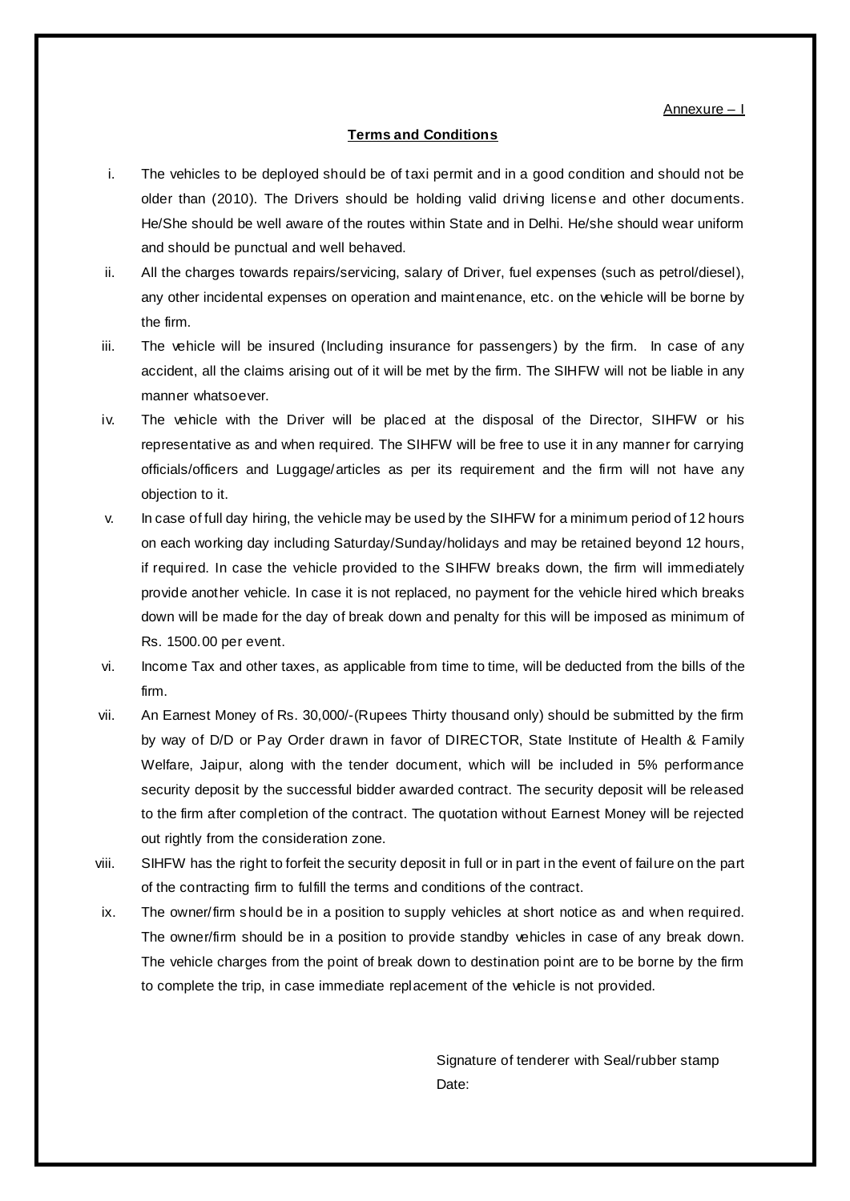Annexure – I

**Terms and Conditions**

i. The vehicles to be deployed should be of taxi permit and in a good condition and should not be older than (2010). The Drivers should be holding valid driving license and other documents. He/She should be well aware of the routes within State and in Delhi. He/she should wear uniform and should be punctual and well behaved.

ii. All the charges towards repairs/servicing, salary of Driver, fuel expenses (such as petrol/diesel), any other incidental expenses on operation and maintenance, etc. on the vehicle will be borne by the firm.

iii. The vehicle will be insured (Including insurance for passengers) by the firm. In case of any accident, all the claims arising out of it will be met by the firm. The SIHFW will not be liable in any manner whatsoever.

iv. The vehicle with the Driver will be placed at the disposal of the Director, SIHFW or his representative as and when required. The SIHFW will be free to use it in any manner for carrying officials/officers and Luggage/articles as per its requirement and the firm will not have any objection to it.

v. In case of full day hiring, the vehicle may be used by the SIHFW for a minimum period of 12 hours on each working day including Saturday/Sunday/holidays and may be retained beyond 12 hours, if required. In case the vehicle provided to the SIHFW breaks down, the firm will immediately provide another vehicle. In case it is not replaced, no payment for the vehicle hired which breaks down will be made for the day of break down and penalty for this will be imposed as minimum of Rs. 1500.00 per event.

vi. Income Tax and other taxes, as applicable from time to time, will be deducted from the bills of the firm.

vii. An Earnest Money of Rs. 30,000/-(Rupees Thirty thousand only) should be submitted by the firm by way of D/D or Pay Order drawn in favor of DIRECTOR, State Institute of Health & Family Welfare, Jaipur, along with the tender document, which will be included in 5% performance security deposit by the successful bidder awarded contract. The security deposit will be released to the firm after completion of the contract. The quotation without Earnest Money will be rejected out rightly from the consideration zone.

viii. SIHFW has the right to forfeit the security deposit in full or in part in the event of failure on the part of the contracting firm to fulfill the terms and conditions of the contract.

ix. The owner/firm should be in a position to supply vehicles at short notice as and when required. The owner/firm should be in a position to provide standby vehicles in case of any break down. The vehicle charges from the point of break down to destination point are to be borne by the firm to complete the trip, in case immediate replacement of the vehicle is not provided.

Signature of tenderer with Seal/rubber stamp

Date: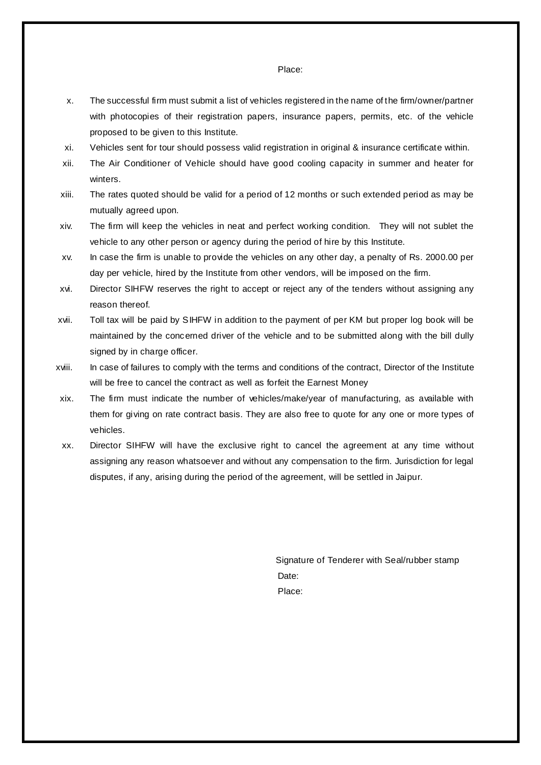Place:

x. The successful firm must submit a list of vehicles registered in the name of the firm/owner/partner with photocopies of their registration papers, insurance papers, permits, etc. of the vehicle proposed to be given to this Institute.

xi. Vehicles sent for tour should possess valid registration in original & insurance certificate within.

xii. The Air Conditioner of Vehicle should have good cooling capacity in summer and heater for winters.

xiii. The rates quoted should be valid for a period of 12 months or such extended period as may be mutually agreed upon.

xiv. The firm will keep the vehicles in neat and perfect working condition. They will not sublet the vehicle to any other person or agency during the period of hire by this Institute.

xv. In case the firm is unable to provide the vehicles on any other day, a penalty of Rs. 2000.00 per day per vehicle, hired by the Institute from other vendors, will be imposed on the firm.

xvi. Director SIHFW reserves the right to accept or reject any of the tenders without assigning any reason thereof.

xvii. Toll tax will be paid by SIHFW in addition to the payment of per KM but proper log book will be maintained by the concerned driver of the vehicle and to be submitted along with the bill dully signed by in charge officer.

xviii. In case of failures to comply with the terms and conditions of the contract, Director of the Institute will be free to cancel the contract as well as forfeit the Earnest Money

xix. The firm must indicate the number of vehicles/make/year of manufacturing, as available with them for giving on rate contract basis. They are also free to quote for any one or more types of vehicles.

xx. Director SIHFW will have the exclusive right to cancel the agreement at any time without assigning any reason whatsoever and without any compensation to the firm. Jurisdiction for legal disputes, if any, arising during the period of the agreement, will be settled in Jaipur.

Signature of Tenderer with Seal/rubber stamp

Date:

Place: